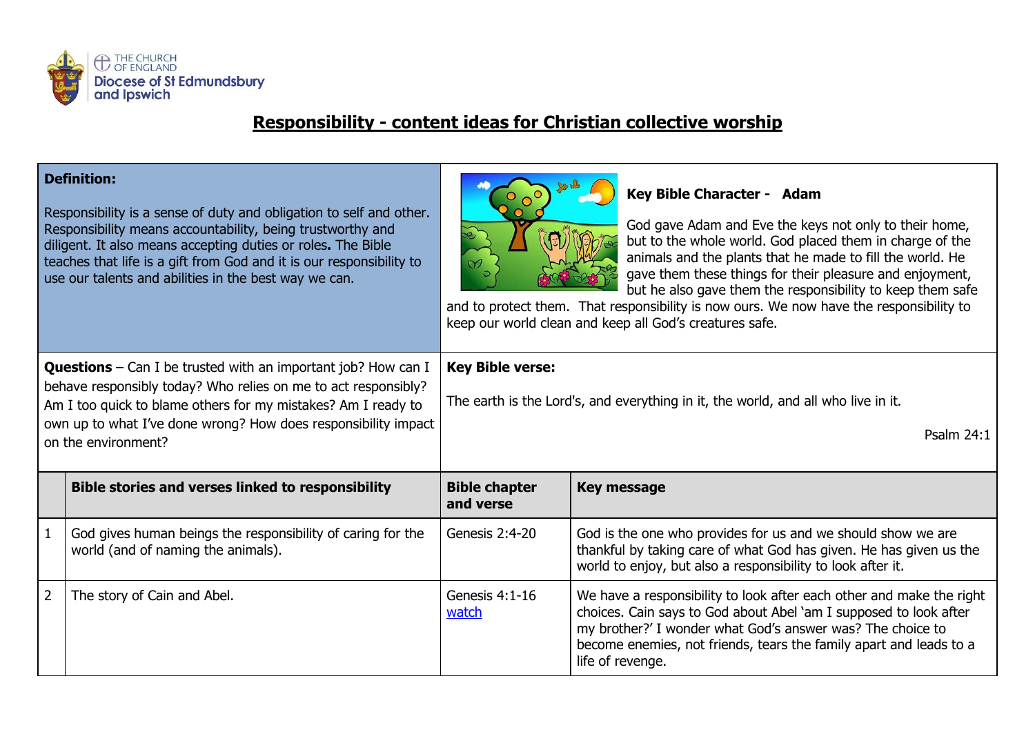THE CHURCH OF ENGLAND
Diocese of St Edmundsbury and Ipswich

# Responsibility - content ideas for Christian collective worship

**Definition:**

Responsibility is a sense of duty and obligation to self and other. Responsibility means accountability, being trustworthy and diligent. It also means accepting duties or roles**.** The Bible teaches that life is a gift from God and it is our responsibility to use our talents and abilities in the best way we can.

**Key Bible Character - Adam**

God gave Adam and Eve the keys not only to their home, but to the whole world. God placed them in charge of the animals and the plants that he made to fill the world. He gave them these things for their pleasure and enjoyment, but he also gave them the responsibility to keep them safe and to protect them. That responsibility is now ours. We now have the responsibility to keep our world clean and keep all God's creatures safe.

**Questions** – Can I be trusted with an important job? How can I behave responsibly today? Who relies on me to act responsibly? Am I too quick to blame others for my mistakes? Am I ready to own up to what I've done wrong? How does responsibility impact on the environment?

**Key Bible verse:**

The earth is the Lord's, and everything in it, the world, and all who live in it.

Psalm 24:1

| | Bible stories and verses linked to responsibility | Bible chapter and verse | Key message |
|---|---|---|---|
| 1 | God gives human beings the responsibility of caring for the world (and of naming the animals). | Genesis 2:4-20 | God is the one who provides for us and we should show we are thankful by taking care of what God has given. He has given us the world to enjoy, but also a responsibility to look after it. |
| 2 | The story of Cain and Abel. | Genesis 4:1-16 watch | We have a responsibility to look after each other and make the right choices. Cain says to God about Abel 'am I supposed to look after my brother?' I wonder what God's answer was? The choice to become enemies, not friends, tears the family apart and leads to a life of revenge. |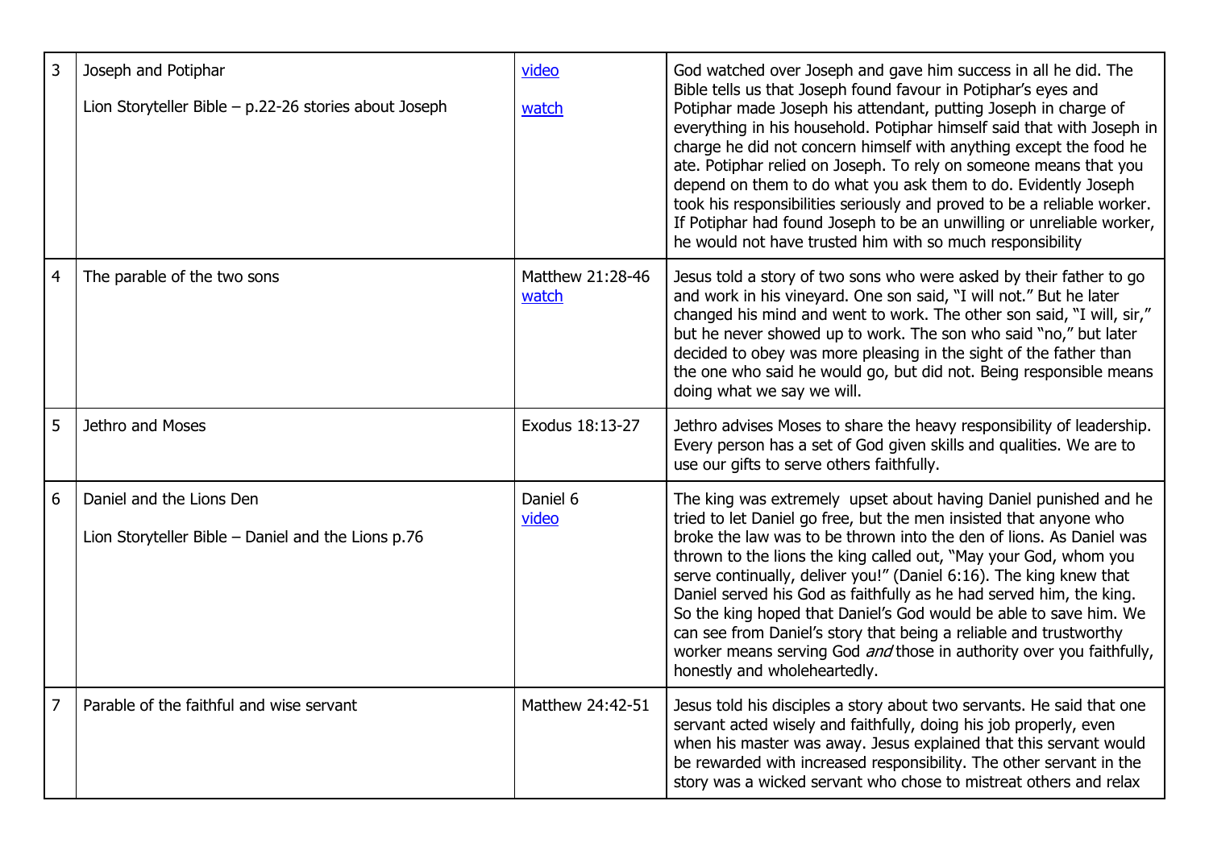| | | | |
|---|---|---|---|
| 3 | Joseph and Potiphar<br><br>Lion Storyteller Bible – p.22-26 stories about Joseph | video<br><br>watch | God watched over Joseph and gave him success in all he did. The Bible tells us that Joseph found favour in Potiphar's eyes and Potiphar made Joseph his attendant, putting Joseph in charge of everything in his household. Potiphar himself said that with Joseph in charge he did not concern himself with anything except the food he ate. Potiphar relied on Joseph. To rely on someone means that you depend on them to do what you ask them to do. Evidently Joseph took his responsibilities seriously and proved to be a reliable worker. If Potiphar had found Joseph to be an unwilling or unreliable worker, he would not have trusted him with so much responsibility |
| 4 | The parable of the two sons | Matthew 21:28-46<br>watch | Jesus told a story of two sons who were asked by their father to go and work in his vineyard. One son said, "I will not." But he later changed his mind and went to work. The other son said, "I will, sir," but he never showed up to work. The son who said "no," but later decided to obey was more pleasing in the sight of the father than the one who said he would go, but did not. Being responsible means doing what we say we will. |
| 5 | Jethro and Moses | Exodus 18:13-27 | Jethro advises Moses to share the heavy responsibility of leadership. Every person has a set of God given skills and qualities. We are to use our gifts to serve others faithfully. |
| 6 | Daniel and the Lions Den<br><br>Lion Storyteller Bible – Daniel and the Lions p.76 | Daniel 6<br>video | The king was extremely upset about having Daniel punished and he tried to let Daniel go free, but the men insisted that anyone who broke the law was to be thrown into the den of lions. As Daniel was thrown to the lions the king called out, "May your God, whom you serve continually, deliver you!" (Daniel 6:16). The king knew that Daniel served his God as faithfully as he had served him, the king. So the king hoped that Daniel's God would be able to save him. We can see from Daniel's story that being a reliable and trustworthy worker means serving God *and* those in authority over you faithfully, honestly and wholeheartedly. |
| 7 | Parable of the faithful and wise servant | Matthew 24:42-51 | Jesus told his disciples a story about two servants. He said that one servant acted wisely and faithfully, doing his job properly, even when his master was away. Jesus explained that this servant would be rewarded with increased responsibility. The other servant in the story was a wicked servant who chose to mistreat others and relax |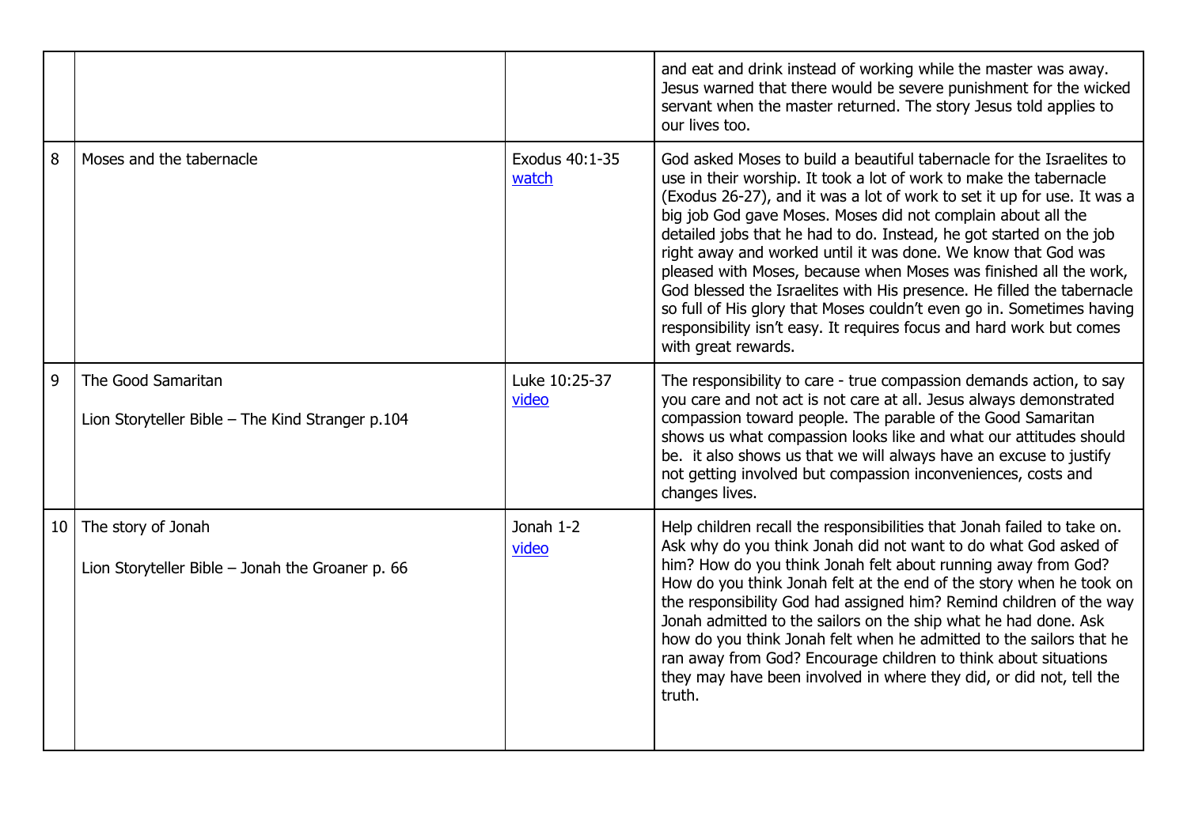|  |  |  |  |
|---|---|---|---|
|  |  |  | and eat and drink instead of working while the master was away. Jesus warned that there would be severe punishment for the wicked servant when the master returned. The story Jesus told applies to our lives too. |
| 8 | Moses and the tabernacle | Exodus 40:1-35 watch | God asked Moses to build a beautiful tabernacle for the Israelites to use in their worship. It took a lot of work to make the tabernacle (Exodus 26-27), and it was a lot of work to set it up for use. It was a big job God gave Moses. Moses did not complain about all the detailed jobs that he had to do. Instead, he got started on the job right away and worked until it was done. We know that God was pleased with Moses, because when Moses was finished all the work, God blessed the Israelites with His presence. He filled the tabernacle so full of His glory that Moses couldn't even go in. Sometimes having responsibility isn't easy. It requires focus and hard work but comes with great rewards. |
| 9 | The Good Samaritan<br><br>Lion Storyteller Bible – The Kind Stranger p.104 | Luke 10:25-37 video | The responsibility to care - true compassion demands action, to say you care and not act is not care at all. Jesus always demonstrated compassion toward people. The parable of the Good Samaritan shows us what compassion looks like and what our attitudes should be. it also shows us that we will always have an excuse to justify not getting involved but compassion inconveniences, costs and changes lives. |
| 10 | The story of Jonah<br><br>Lion Storyteller Bible – Jonah the Groaner p. 66 | Jonah 1-2 video | Help children recall the responsibilities that Jonah failed to take on. Ask why do you think Jonah did not want to do what God asked of him? How do you think Jonah felt about running away from God? How do you think Jonah felt at the end of the story when he took on the responsibility God had assigned him? Remind children of the way Jonah admitted to the sailors on the ship what he had done. Ask how do you think Jonah felt when he admitted to the sailors that he ran away from God? Encourage children to think about situations they may have been involved in where they did, or did not, tell the truth. |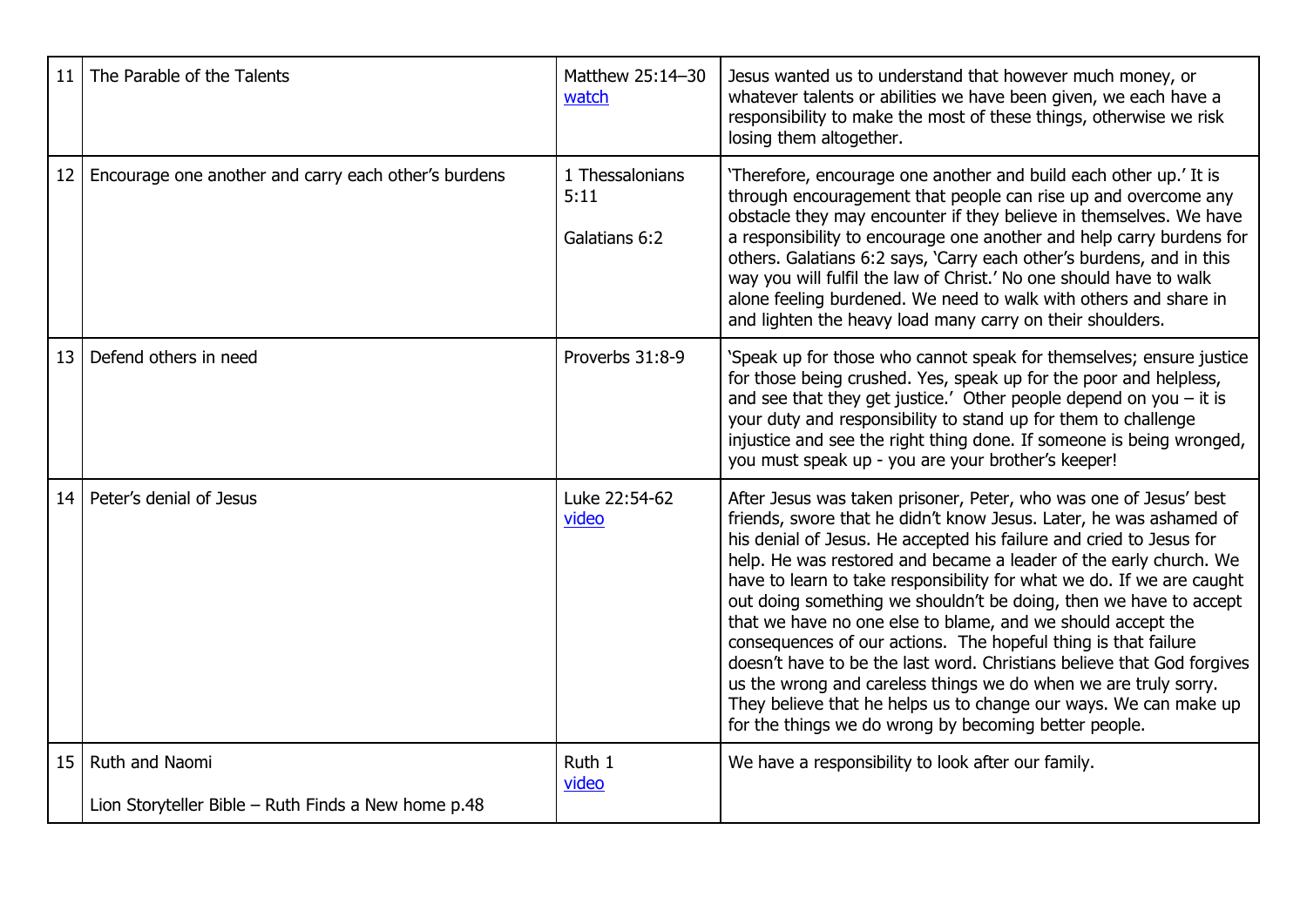| 11 | The Parable of the Talents | Matthew 25:14–30 watch | Jesus wanted us to understand that however much money, or whatever talents or abilities we have been given, we each have a responsibility to make the most of these things, otherwise we risk losing them altogether. |
|---|---|---|---|
| 12 | Encourage one another and carry each other's burdens | 1 Thessalonians 5:11<br><br>Galatians 6:2 | 'Therefore, encourage one another and build each other up.' It is through encouragement that people can rise up and overcome any obstacle they may encounter if they believe in themselves. We have a responsibility to encourage one another and help carry burdens for others. Galatians 6:2 says, 'Carry each other's burdens, and in this way you will fulfil the law of Christ.' No one should have to walk alone feeling burdened. We need to walk with others and share in and lighten the heavy load many carry on their shoulders. |
| 13 | Defend others in need | Proverbs 31:8-9 | 'Speak up for those who cannot speak for themselves; ensure justice for those being crushed. Yes, speak up for the poor and helpless, and see that they get justice.' Other people depend on you – it is your duty and responsibility to stand up for them to challenge injustice and see the right thing done. If someone is being wronged, you must speak up - you are your brother's keeper! |
| 14 | Peter's denial of Jesus | Luke 22:54-62 video | After Jesus was taken prisoner, Peter, who was one of Jesus' best friends, swore that he didn't know Jesus. Later, he was ashamed of his denial of Jesus. He accepted his failure and cried to Jesus for help. He was restored and became a leader of the early church. We have to learn to take responsibility for what we do. If we are caught out doing something we shouldn't be doing, then we have to accept that we have no one else to blame, and we should accept the consequences of our actions. The hopeful thing is that failure doesn't have to be the last word. Christians believe that God forgives us the wrong and careless things we do when we are truly sorry. They believe that he helps us to change our ways. We can make up for the things we do wrong by becoming better people. |
| 15 | Ruth and Naomi<br><br>Lion Storyteller Bible – Ruth Finds a New home p.48 | Ruth 1 video | We have a responsibility to look after our family. |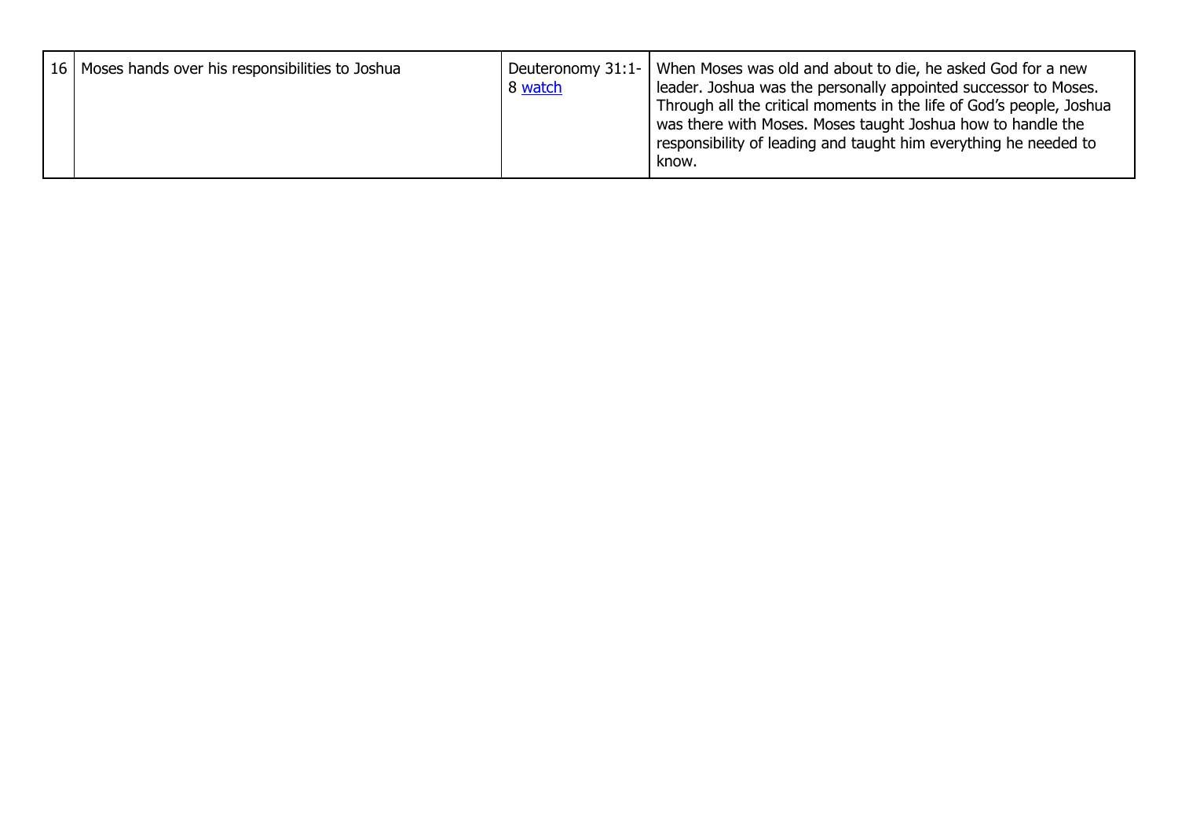| | | | |
|---|---|---|---|
| 16 | Moses hands over his responsibilities to Joshua | Deuteronomy 31:1-8 watch | When Moses was old and about to die, he asked God for a new leader. Joshua was the personally appointed successor to Moses. Through all the critical moments in the life of God's people, Joshua was there with Moses. Moses taught Joshua how to handle the responsibility of leading and taught him everything he needed to know. |